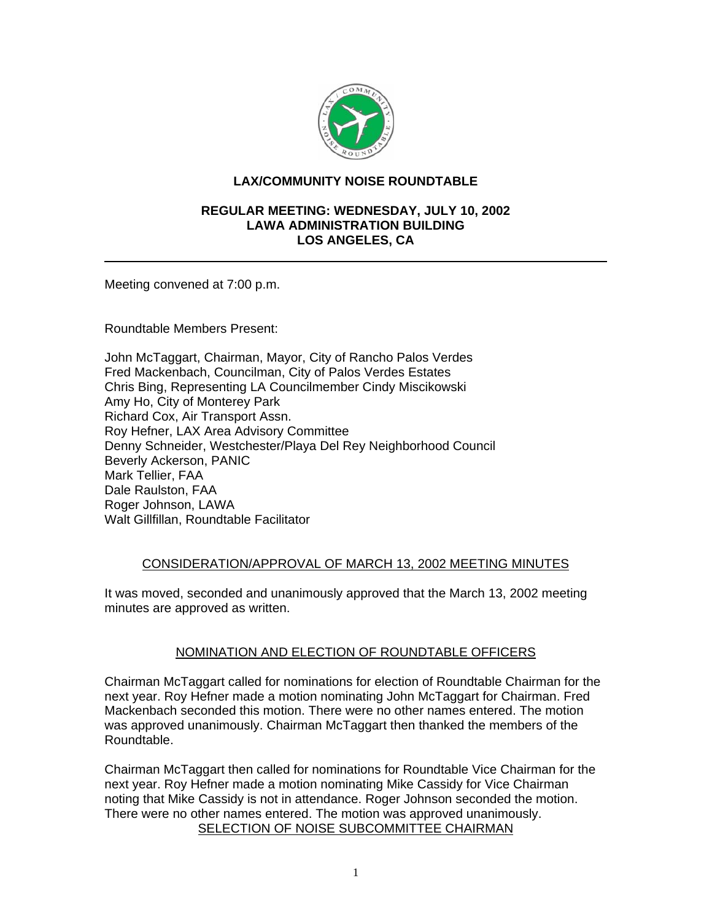# LAX/COMMUNITY NOISE ROUNDTABLE

## REGULAR MEETING: WEDNESDAY, JULY 10, 2002
## LAWA ADMINISTRATION BUILDING
## LOS ANGELES, CA

---

Meeting convened at 7:00 p.m.

Roundtable Members Present:

John McTaggart, Chairman, Mayor, City of Rancho Palos Verdes
Fred Mackenbach, Councilman, City of Palos Verdes Estates
Chris Bing, Representing LA Councilmember Cindy Miscikowski
Amy Ho, City of Monterey Park
Richard Cox, Air Transport Assn.
Roy Hefner, LAX Area Advisory Committee
Denny Schneider, Westchester/Playa Del Rey Neighborhood Council
Beverly Ackerson, PANIC
Mark Tellier, FAA
Dale Raulston, FAA
Roger Johnson, LAWA
Walt Gillfillan, Roundtable Facilitator

### CONSIDERATION/APPROVAL OF MARCH 13, 2002 MEETING MINUTES

It was moved, seconded and unanimously approved that the March 13, 2002 meeting minutes are approved as written.

### NOMINATION AND ELECTION OF ROUNDTABLE OFFICERS

Chairman McTaggart called for nominations for election of Roundtable Chairman for the next year. Roy Hefner made a motion nominating John McTaggart for Chairman. Fred Mackenbach seconded this motion. There were no other names entered. The motion was approved unanimously. Chairman McTaggart then thanked the members of the Roundtable.

Chairman McTaggart then called for nominations for Roundtable Vice Chairman for the next year. Roy Hefner made a motion nominating Mike Cassidy for Vice Chairman noting that Mike Cassidy is not in attendance. Roger Johnson seconded the motion. There were no other names entered. The motion was approved unanimously.

### SELECTION OF NOISE SUBCOMMITTEE CHAIRMAN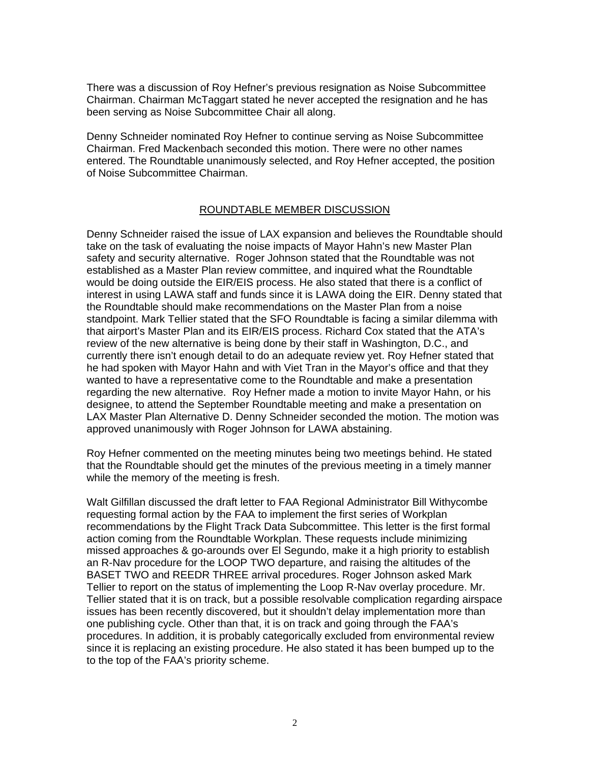There was a discussion of Roy Hefner's previous resignation as Noise Subcommittee Chairman. Chairman McTaggart stated he never accepted the resignation and he has been serving as Noise Subcommittee Chair all along.

Denny Schneider nominated Roy Hefner to continue serving as Noise Subcommittee Chairman. Fred Mackenbach seconded this motion. There were no other names entered. The Roundtable unanimously selected, and Roy Hefner accepted, the position of Noise Subcommittee Chairman.

## ROUNDTABLE MEMBER DISCUSSION

Denny Schneider raised the issue of LAX expansion and believes the Roundtable should take on the task of evaluating the noise impacts of Mayor Hahn's new Master Plan safety and security alternative. Roger Johnson stated that the Roundtable was not established as a Master Plan review committee, and inquired what the Roundtable would be doing outside the EIR/EIS process. He also stated that there is a conflict of interest in using LAWA staff and funds since it is LAWA doing the EIR. Denny stated that the Roundtable should make recommendations on the Master Plan from a noise standpoint. Mark Tellier stated that the SFO Roundtable is facing a similar dilemma with that airport's Master Plan and its EIR/EIS process. Richard Cox stated that the ATA's review of the new alternative is being done by their staff in Washington, D.C., and currently there isn't enough detail to do an adequate review yet. Roy Hefner stated that he had spoken with Mayor Hahn and with Viet Tran in the Mayor's office and that they wanted to have a representative come to the Roundtable and make a presentation regarding the new alternative. Roy Hefner made a motion to invite Mayor Hahn, or his designee, to attend the September Roundtable meeting and make a presentation on LAX Master Plan Alternative D. Denny Schneider seconded the motion. The motion was approved unanimously with Roger Johnson for LAWA abstaining.

Roy Hefner commented on the meeting minutes being two meetings behind. He stated that the Roundtable should get the minutes of the previous meeting in a timely manner while the memory of the meeting is fresh.

Walt Gilfillan discussed the draft letter to FAA Regional Administrator Bill Withycombe requesting formal action by the FAA to implement the first series of Workplan recommendations by the Flight Track Data Subcommittee. This letter is the first formal action coming from the Roundtable Workplan. These requests include minimizing missed approaches & go-arounds over El Segundo, make it a high priority to establish an R-Nav procedure for the LOOP TWO departure, and raising the altitudes of the BASET TWO and REEDR THREE arrival procedures. Roger Johnson asked Mark Tellier to report on the status of implementing the Loop R-Nav overlay procedure. Mr. Tellier stated that it is on track, but a possible resolvable complication regarding airspace issues has been recently discovered, but it shouldn't delay implementation more than one publishing cycle. Other than that, it is on track and going through the FAA's procedures. In addition, it is probably categorically excluded from environmental review since it is replacing an existing procedure. He also stated it has been bumped up to the to the top of the FAA's priority scheme.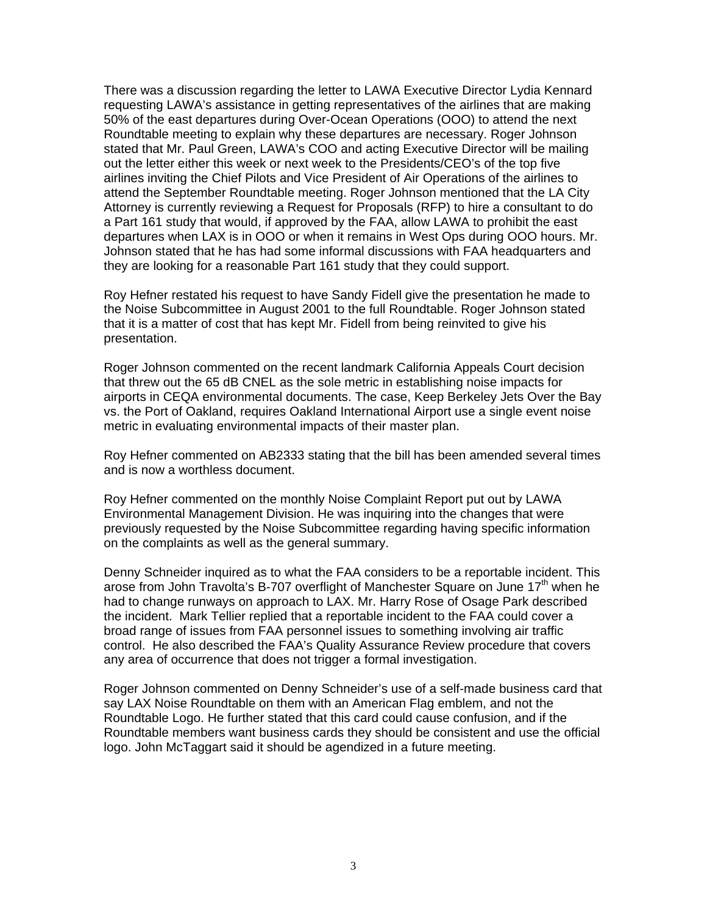There was a discussion regarding the letter to LAWA Executive Director Lydia Kennard requesting LAWA's assistance in getting representatives of the airlines that are making 50% of the east departures during Over-Ocean Operations (OOO) to attend the next Roundtable meeting to explain why these departures are necessary. Roger Johnson stated that Mr. Paul Green, LAWA's COO and acting Executive Director will be mailing out the letter either this week or next week to the Presidents/CEO's of the top five airlines inviting the Chief Pilots and Vice President of Air Operations of the airlines to attend the September Roundtable meeting. Roger Johnson mentioned that the LA City Attorney is currently reviewing a Request for Proposals (RFP) to hire a consultant to do a Part 161 study that would, if approved by the FAA, allow LAWA to prohibit the east departures when LAX is in OOO or when it remains in West Ops during OOO hours. Mr. Johnson stated that he has had some informal discussions with FAA headquarters and they are looking for a reasonable Part 161 study that they could support.

Roy Hefner restated his request to have Sandy Fidell give the presentation he made to the Noise Subcommittee in August 2001 to the full Roundtable. Roger Johnson stated that it is a matter of cost that has kept Mr. Fidell from being reinvited to give his presentation.

Roger Johnson commented on the recent landmark California Appeals Court decision that threw out the 65 dB CNEL as the sole metric in establishing noise impacts for airports in CEQA environmental documents. The case, Keep Berkeley Jets Over the Bay vs. the Port of Oakland, requires Oakland International Airport use a single event noise metric in evaluating environmental impacts of their master plan.

Roy Hefner commented on AB2333 stating that the bill has been amended several times and is now a worthless document.

Roy Hefner commented on the monthly Noise Complaint Report put out by LAWA Environmental Management Division. He was inquiring into the changes that were previously requested by the Noise Subcommittee regarding having specific information on the complaints as well as the general summary.

Denny Schneider inquired as to what the FAA considers to be a reportable incident. This arose from John Travolta's B-707 overflight of Manchester Square on June 17th when he had to change runways on approach to LAX. Mr. Harry Rose of Osage Park described the incident. Mark Tellier replied that a reportable incident to the FAA could cover a broad range of issues from FAA personnel issues to something involving air traffic control. He also described the FAA's Quality Assurance Review procedure that covers any area of occurrence that does not trigger a formal investigation.

Roger Johnson commented on Denny Schneider's use of a self-made business card that say LAX Noise Roundtable on them with an American Flag emblem, and not the Roundtable Logo. He further stated that this card could cause confusion, and if the Roundtable members want business cards they should be consistent and use the official logo. John McTaggart said it should be agendized in a future meeting.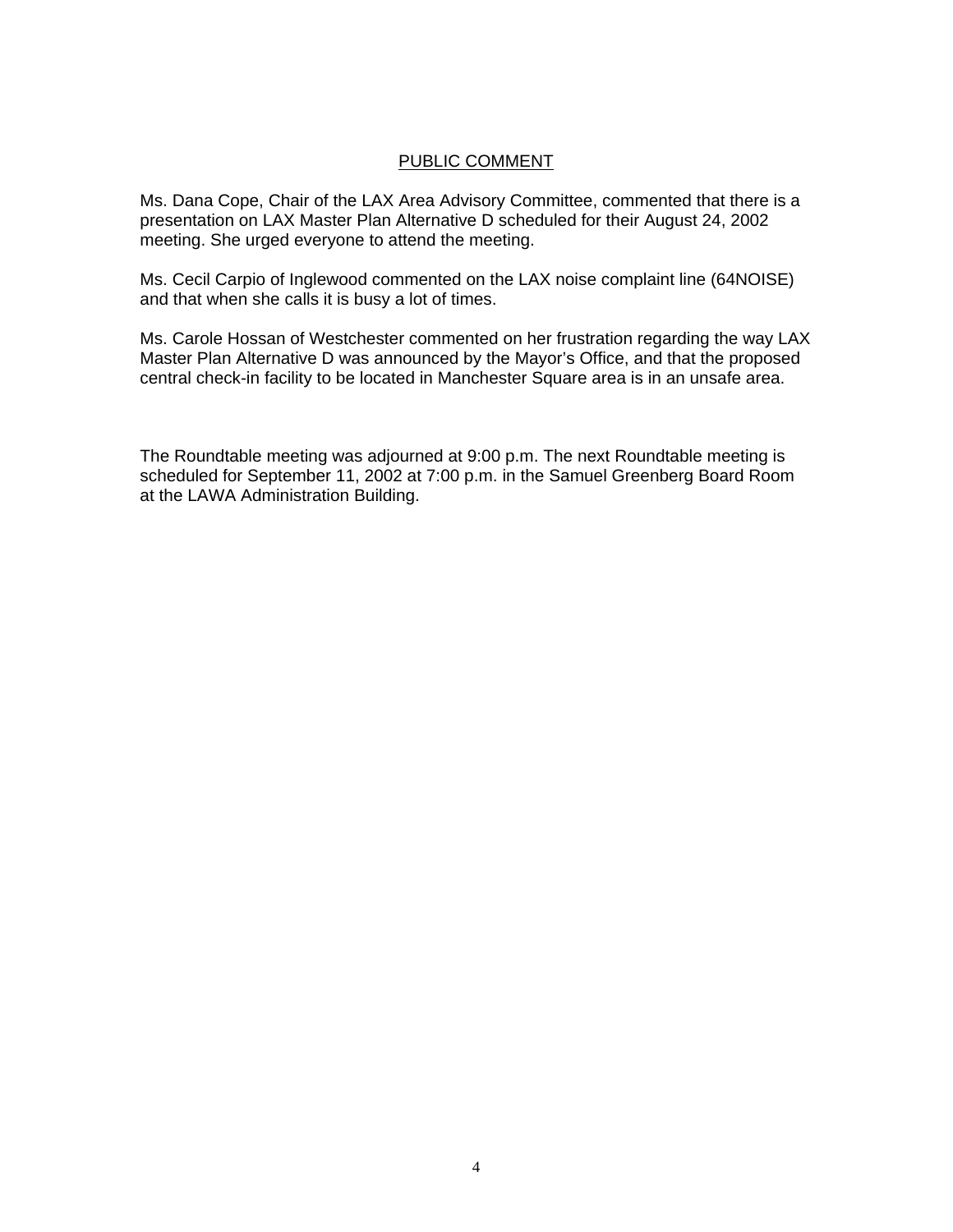## PUBLIC COMMENT

Ms. Dana Cope, Chair of the LAX Area Advisory Committee, commented that there is a presentation on LAX Master Plan Alternative D scheduled for their August 24, 2002 meeting. She urged everyone to attend the meeting.

Ms. Cecil Carpio of Inglewood commented on the LAX noise complaint line (64NOISE) and that when she calls it is busy a lot of times.

Ms. Carole Hossan of Westchester commented on her frustration regarding the way LAX Master Plan Alternative D was announced by the Mayor's Office, and that the proposed central check-in facility to be located in Manchester Square area is in an unsafe area.

The Roundtable meeting was adjourned at 9:00 p.m. The next Roundtable meeting is scheduled for September 11, 2002 at 7:00 p.m. in the Samuel Greenberg Board Room at the LAWA Administration Building.